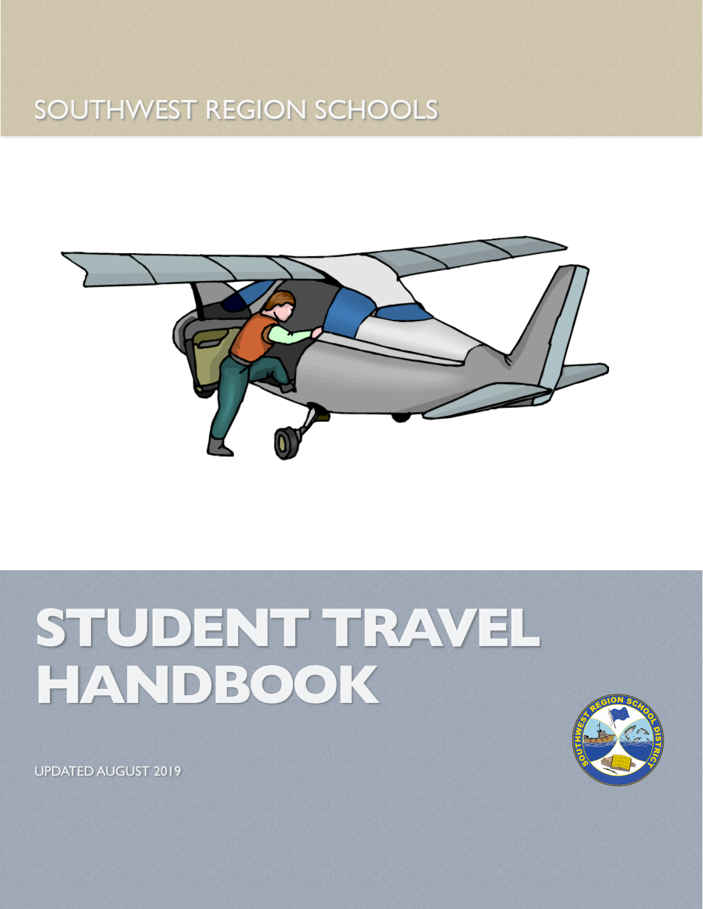SOUTHWEST REGION SCHOOLS

# STUDENT TRAVEL HANDBOOK

UPDATED AUGUST 2019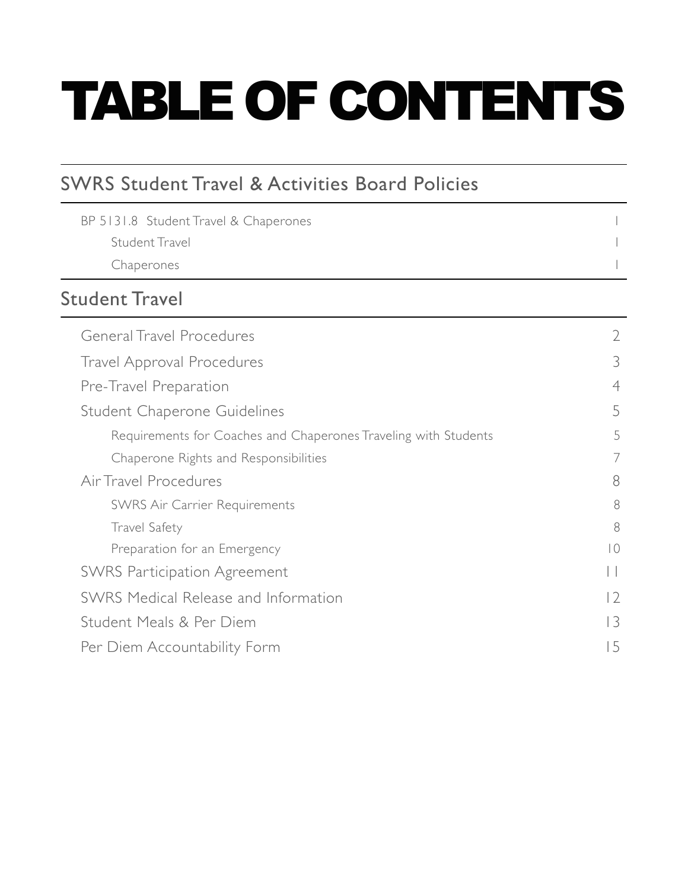# TABLE OF CONTENTS

## SWRS Student Travel & Activities Board Policies

| | |
|---|---|
| BP 5131.8 Student Travel & Chaperones | 1 |
| Student Travel | 1 |
| Chaperones | 1 |

## Student Travel

| | |
|---|---|
| General Travel Procedures | 2 |
| Travel Approval Procedures | 3 |
| Pre-Travel Preparation | 4 |
| Student Chaperone Guidelines | 5 |
| Requirements for Coaches and Chaperones Traveling with Students | 5 |
| Chaperone Rights and Responsibilities | 7 |
| Air Travel Procedures | 8 |
| SWRS Air Carrier Requirements | 8 |
| Travel Safety | 8 |
| Preparation for an Emergency | 10 |
| SWRS Participation Agreement | 11 |
| SWRS Medical Release and Information | 12 |
| Student Meals & Per Diem | 13 |
| Per Diem Accountability Form | 15 |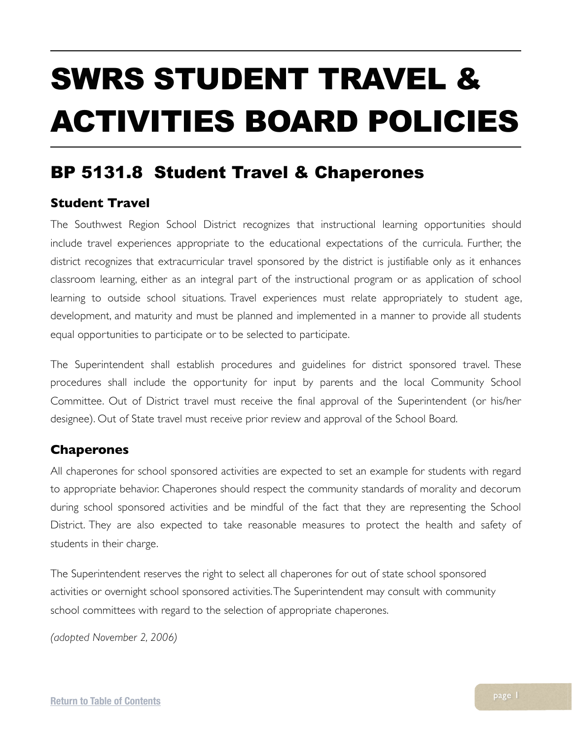# SWRS STUDENT TRAVEL & ACTIVITIES BOARD POLICIES

## BP 5131.8 Student Travel & Chaperones

### Student Travel

The Southwest Region School District recognizes that instructional learning opportunities should include travel experiences appropriate to the educational expectations of the curricula. Further, the district recognizes that extracurricular travel sponsored by the district is justifiable only as it enhances classroom learning, either as an integral part of the instructional program or as application of school learning to outside school situations. Travel experiences must relate appropriately to student age, development, and maturity and must be planned and implemented in a manner to provide all students equal opportunities to participate or to be selected to participate.

The Superintendent shall establish procedures and guidelines for district sponsored travel. These procedures shall include the opportunity for input by parents and the local Community School Committee. Out of District travel must receive the final approval of the Superintendent (or his/her designee). Out of State travel must receive prior review and approval of the School Board.

### Chaperones

All chaperones for school sponsored activities are expected to set an example for students with regard to appropriate behavior. Chaperones should respect the community standards of morality and decorum during school sponsored activities and be mindful of the fact that they are representing the School District. They are also expected to take reasonable measures to protect the health and safety of students in their charge.

The Superintendent reserves the right to select all chaperones for out of state school sponsored activities or overnight school sponsored activities. The Superintendent may consult with community school committees with regard to the selection of appropriate chaperones.

*(adopted November 2, 2006)*

Return to Table of Contents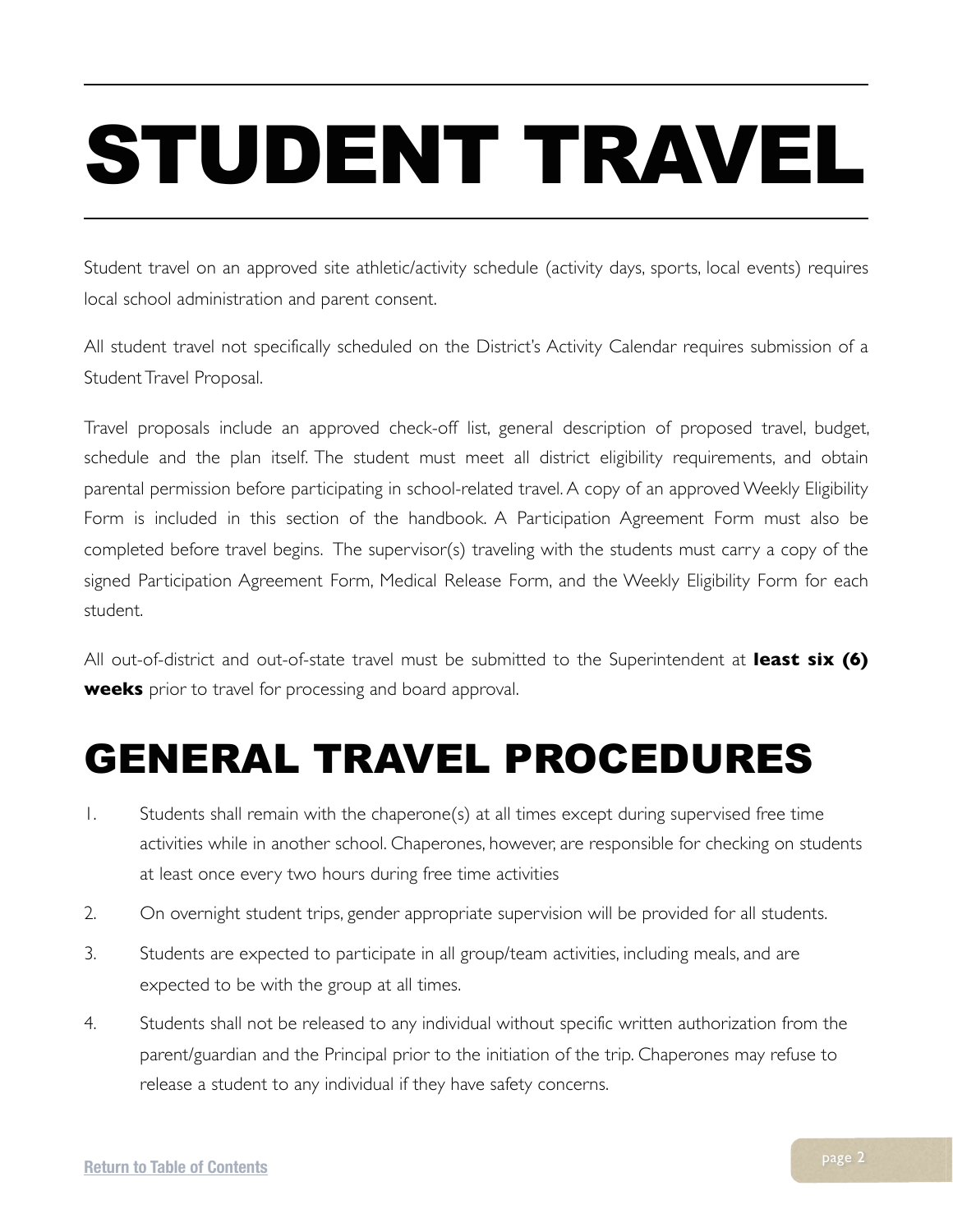# STUDENT TRAVEL

Student travel on an approved site athletic/activity schedule (activity days, sports, local events) requires local school administration and parent consent.

All student travel not specifically scheduled on the District's Activity Calendar requires submission of a Student Travel Proposal.

Travel proposals include an approved check-off list, general description of proposed travel, budget, schedule and the plan itself. The student must meet all district eligibility requirements, and obtain parental permission before participating in school-related travel. A copy of an approved Weekly Eligibility Form is included in this section of the handbook. A Participation Agreement Form must also be completed before travel begins. The supervisor(s) traveling with the students must carry a copy of the signed Participation Agreement Form, Medical Release Form, and the Weekly Eligibility Form for each student.

All out-of-district and out-of-state travel must be submitted to the Superintendent at **least six (6) weeks** prior to travel for processing and board approval.

# GENERAL TRAVEL PROCEDURES

1. Students shall remain with the chaperone(s) at all times except during supervised free time activities while in another school. Chaperones, however, are responsible for checking on students at least once every two hours during free time activities
2. On overnight student trips, gender appropriate supervision will be provided for all students.
3. Students are expected to participate in all group/team activities, including meals, and are expected to be with the group at all times.
4. Students shall not be released to any individual without specific written authorization from the parent/guardian and the Principal prior to the initiation of the trip. Chaperones may refuse to release a student to any individual if they have safety concerns.

Return to Table of Contents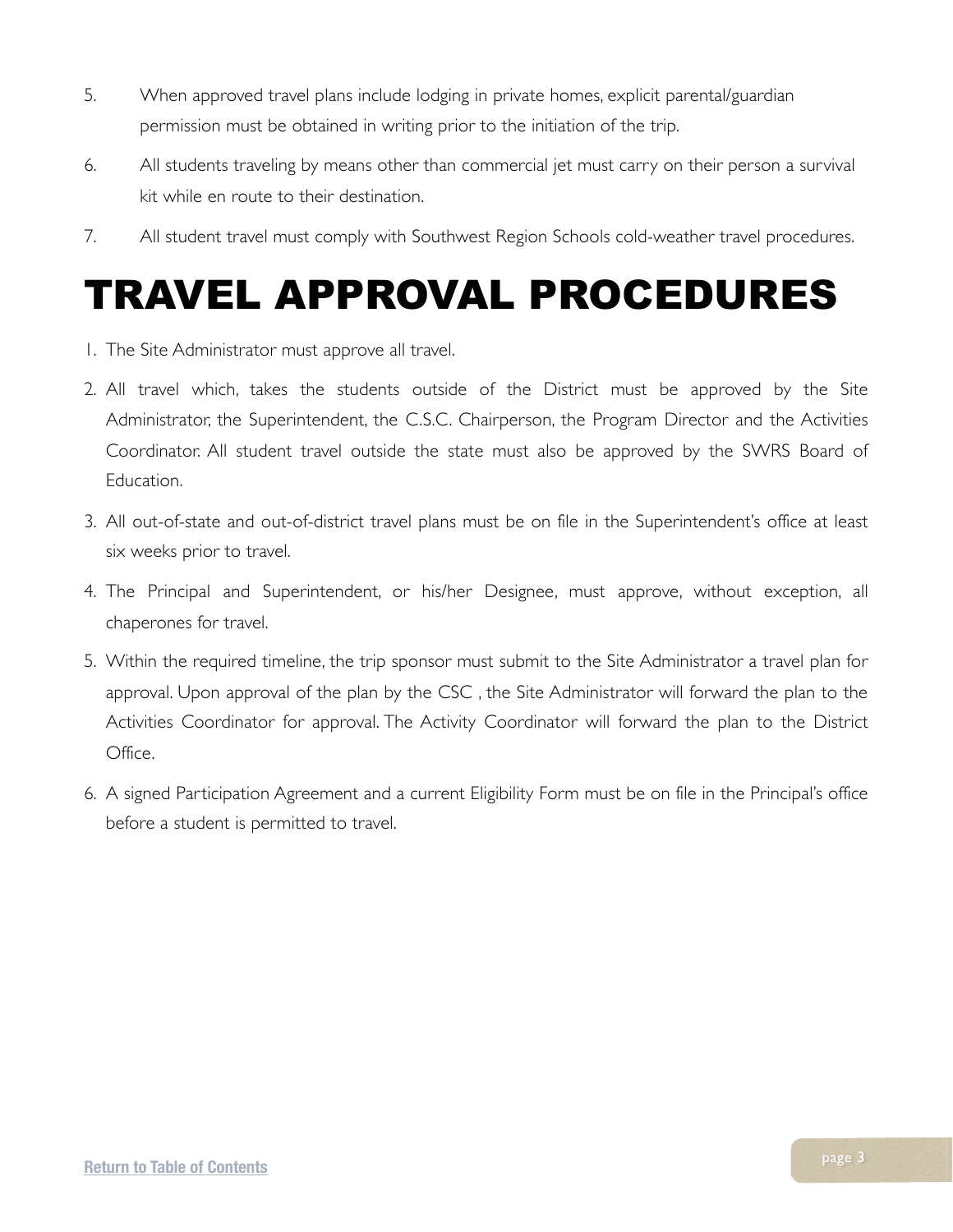5. When approved travel plans include lodging in private homes, explicit parental/guardian permission must be obtained in writing prior to the initiation of the trip.

6. All students traveling by means other than commercial jet must carry on their person a survival kit while en route to their destination.

7. All student travel must comply with Southwest Region Schools cold-weather travel procedures.

# TRAVEL APPROVAL PROCEDURES

1. The Site Administrator must approve all travel.
2. All travel which, takes the students outside of the District must be approved by the Site Administrator, the Superintendent, the C.S.C. Chairperson, the Program Director and the Activities Coordinator. All student travel outside the state must also be approved by the SWRS Board of Education.
3. All out-of-state and out-of-district travel plans must be on file in the Superintendent's office at least six weeks prior to travel.
4. The Principal and Superintendent, or his/her Designee, must approve, without exception, all chaperones for travel.
5. Within the required timeline, the trip sponsor must submit to the Site Administrator a travel plan for approval. Upon approval of the plan by the CSC , the Site Administrator will forward the plan to the Activities Coordinator for approval. The Activity Coordinator will forward the plan to the District Office.
6. A signed Participation Agreement and a current Eligibility Form must be on file in the Principal's office before a student is permitted to travel.

Return to Table of Contents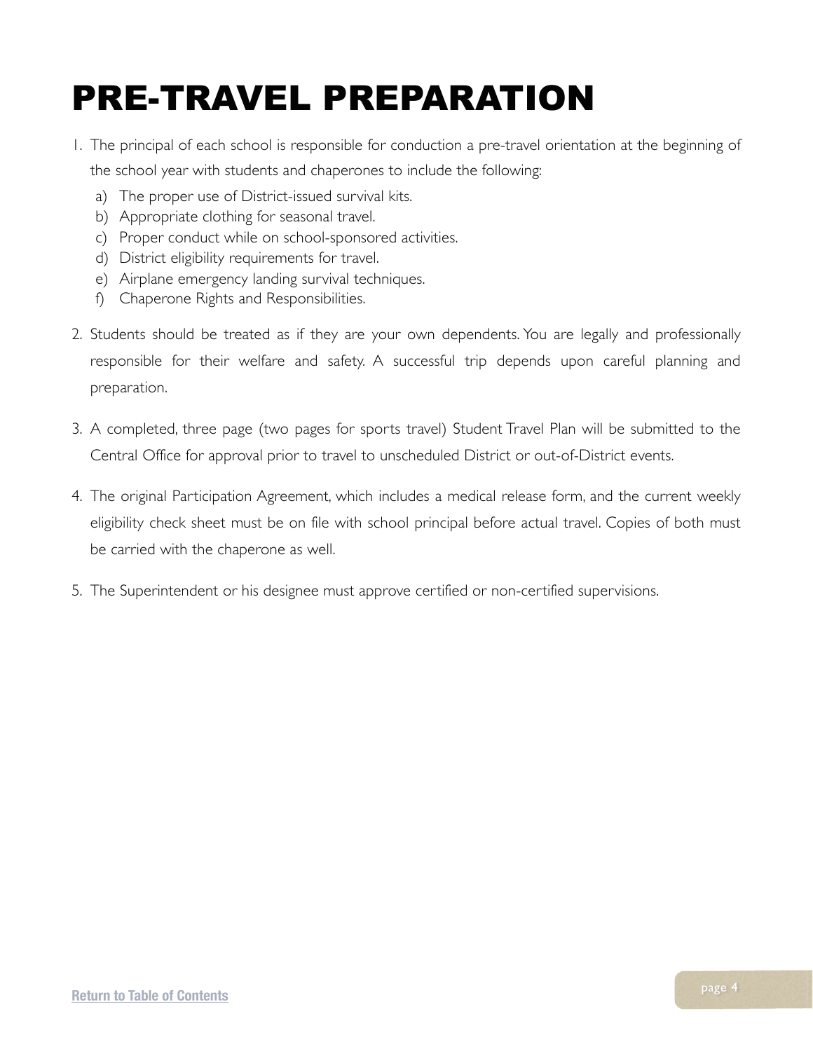# PRE-TRAVEL PREPARATION

1. The principal of each school is responsible for conduction a pre-travel orientation at the beginning of the school year with students and chaperones to include the following:
   a) The proper use of District-issued survival kits.
   b) Appropriate clothing for seasonal travel.
   c) Proper conduct while on school-sponsored activities.
   d) District eligibility requirements for travel.
   e) Airplane emergency landing survival techniques.
   f) Chaperone Rights and Responsibilities.

2. Students should be treated as if they are your own dependents. You are legally and professionally responsible for their welfare and safety. A successful trip depends upon careful planning and preparation.

3. A completed, three page (two pages for sports travel) Student Travel Plan will be submitted to the Central Office for approval prior to travel to unscheduled District or out-of-District events.

4. The original Participation Agreement, which includes a medical release form, and the current weekly eligibility check sheet must be on file with school principal before actual travel. Copies of both must be carried with the chaperone as well.

5. The Superintendent or his designee must approve certified or non-certified supervisions.

Return to Table of Contents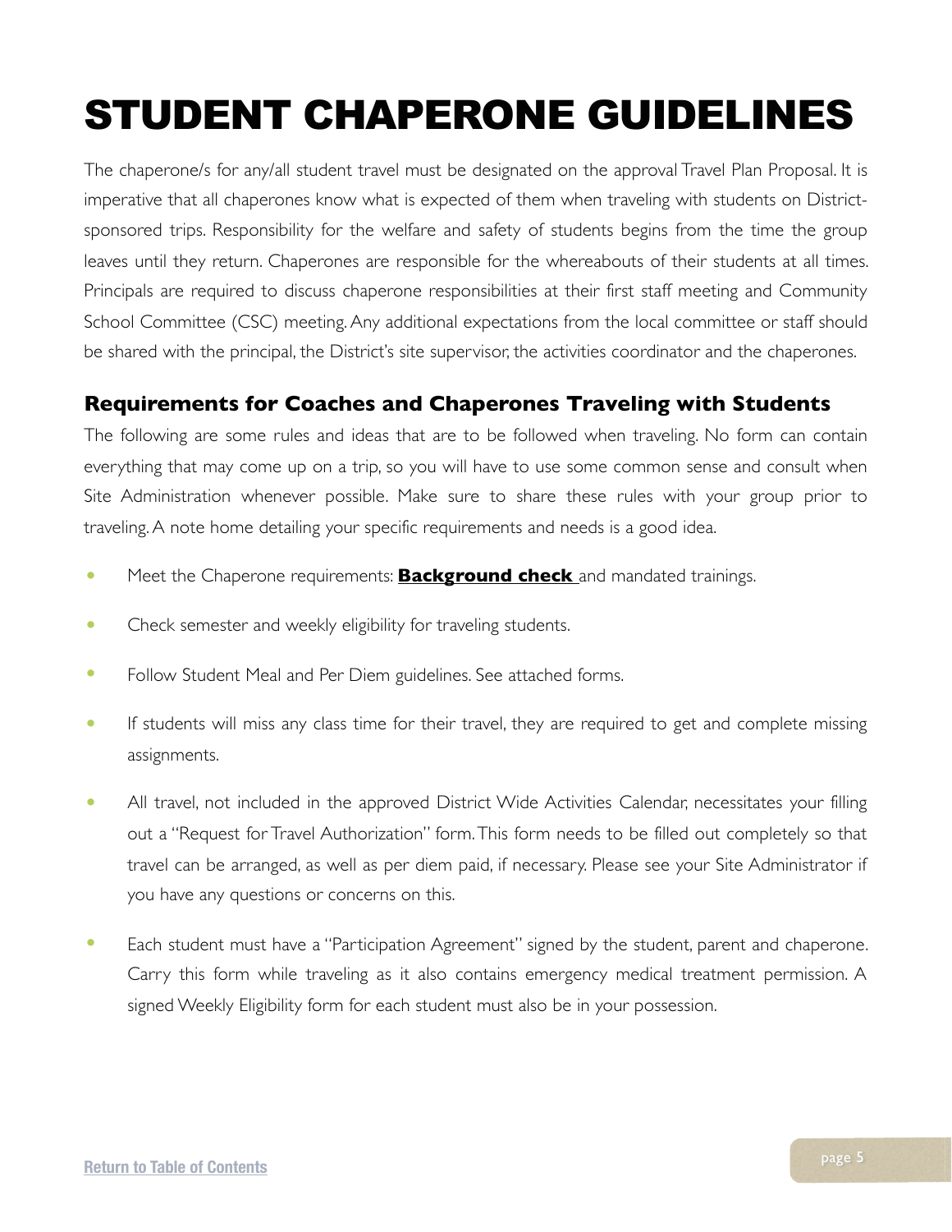# STUDENT CHAPERONE GUIDELINES

The chaperone/s for any/all student travel must be designated on the approval Travel Plan Proposal. It is imperative that all chaperones know what is expected of them when traveling with students on District-sponsored trips. Responsibility for the welfare and safety of students begins from the time the group leaves until they return. Chaperones are responsible for the whereabouts of their students at all times. Principals are required to discuss chaperone responsibilities at their first staff meeting and Community School Committee (CSC) meeting. Any additional expectations from the local committee or staff should be shared with the principal, the District's site supervisor, the activities coordinator and the chaperones.

### Requirements for Coaches and Chaperones Traveling with Students

The following are some rules and ideas that are to be followed when traveling. No form can contain everything that may come up on a trip, so you will have to use some common sense and consult when Site Administration whenever possible. Make sure to share these rules with your group prior to traveling. A note home detailing your specific requirements and needs is a good idea.

- Meet the Chaperone requirements: **Background check** and mandated trainings.
- Check semester and weekly eligibility for traveling students.
- Follow Student Meal and Per Diem guidelines. See attached forms.
- If students will miss any class time for their travel, they are required to get and complete missing assignments.
- All travel, not included in the approved District Wide Activities Calendar, necessitates your filling out a "Request for Travel Authorization" form. This form needs to be filled out completely so that travel can be arranged, as well as per diem paid, if necessary. Please see your Site Administrator if you have any questions or concerns on this.
- Each student must have a "Participation Agreement" signed by the student, parent and chaperone. Carry this form while traveling as it also contains emergency medical treatment permission. A signed Weekly Eligibility form for each student must also be in your possession.

Return to Table of Contents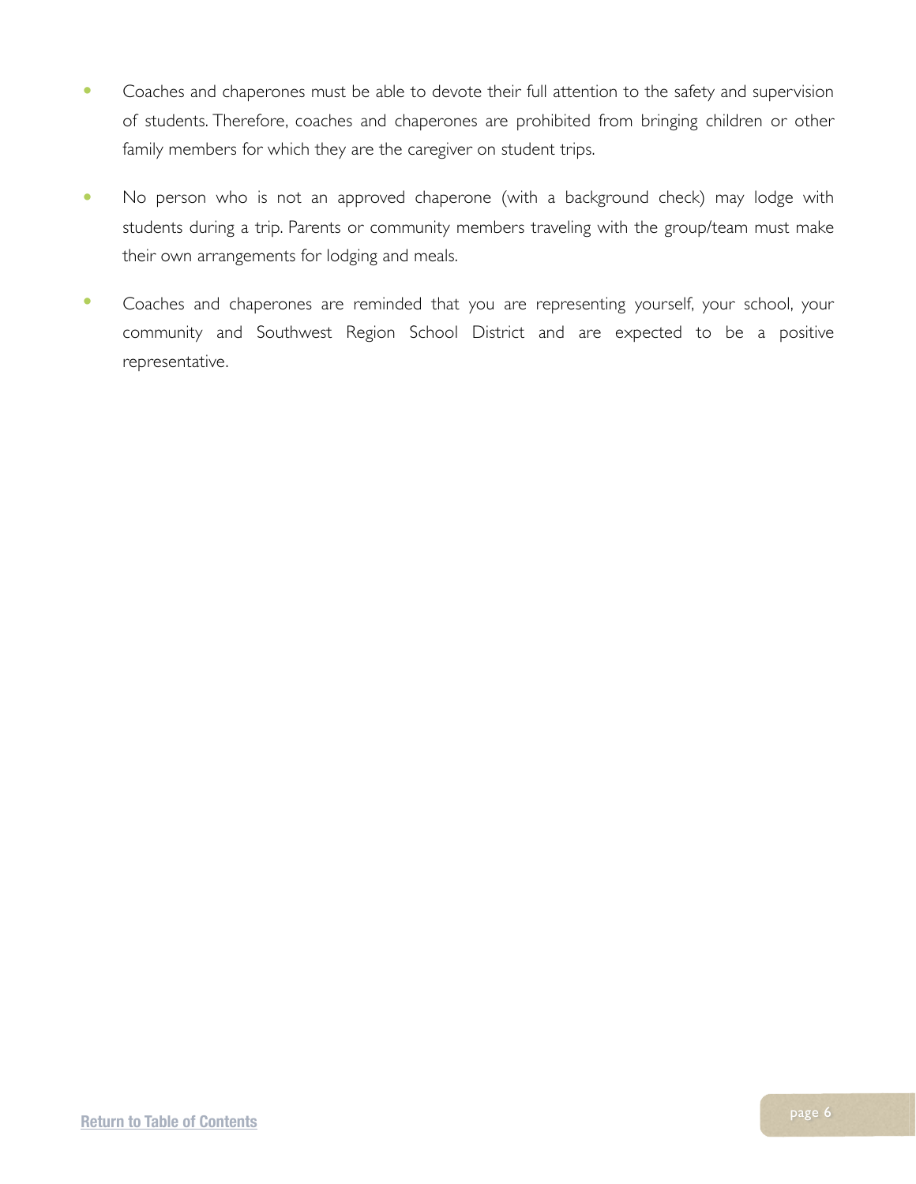- Coaches and chaperones must be able to devote their full attention to the safety and supervision of students. Therefore, coaches and chaperones are prohibited from bringing children or other family members for which they are the caregiver on student trips.

- No person who is not an approved chaperone (with a background check) may lodge with students during a trip. Parents or community members traveling with the group/team must make their own arrangements for lodging and meals.

- Coaches and chaperones are reminded that you are representing yourself, your school, your community and Southwest Region School District and are expected to be a positive representative.

Return to Table of Contents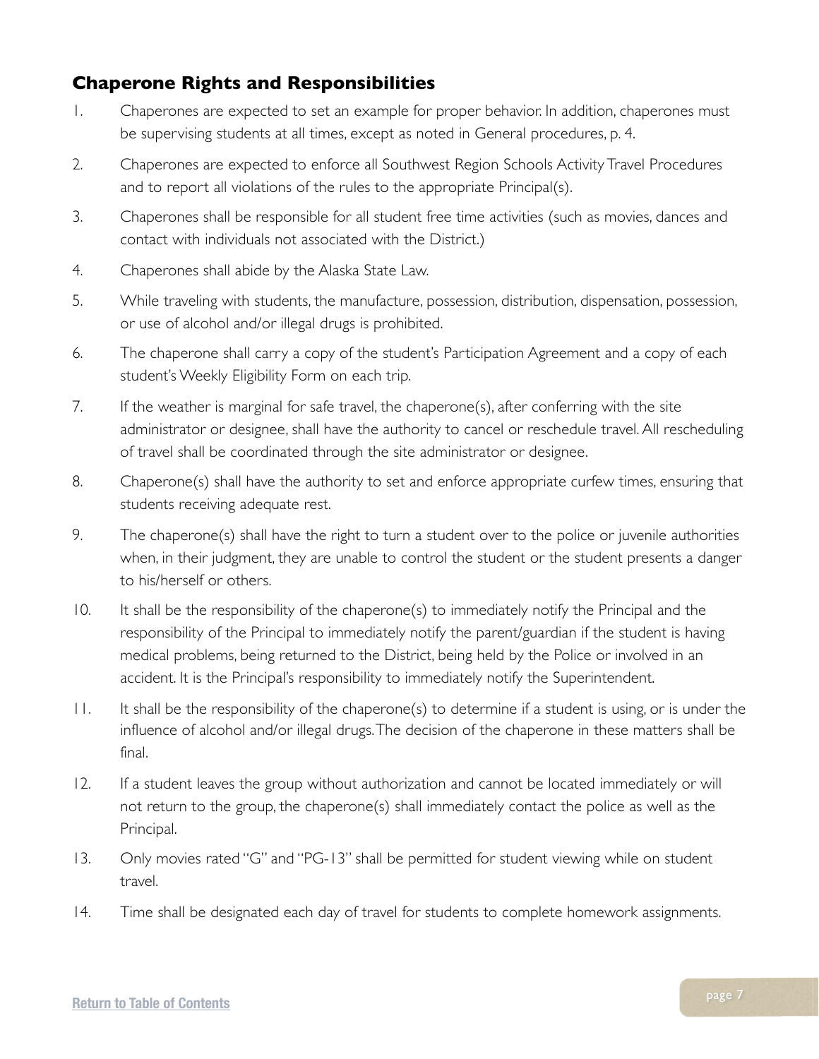## Chaperone Rights and Responsibilities

1. Chaperones are expected to set an example for proper behavior. In addition, chaperones must be supervising students at all times, except as noted in General procedures, p. 4.
2. Chaperones are expected to enforce all Southwest Region Schools Activity Travel Procedures and to report all violations of the rules to the appropriate Principal(s).
3. Chaperones shall be responsible for all student free time activities (such as movies, dances and contact with individuals not associated with the District.)
4. Chaperones shall abide by the Alaska State Law.
5. While traveling with students, the manufacture, possession, distribution, dispensation, possession, or use of alcohol and/or illegal drugs is prohibited.
6. The chaperone shall carry a copy of the student's Participation Agreement and a copy of each student's Weekly Eligibility Form on each trip.
7. If the weather is marginal for safe travel, the chaperone(s), after conferring with the site administrator or designee, shall have the authority to cancel or reschedule travel. All rescheduling of travel shall be coordinated through the site administrator or designee.
8. Chaperone(s) shall have the authority to set and enforce appropriate curfew times, ensuring that students receiving adequate rest.
9. The chaperone(s) shall have the right to turn a student over to the police or juvenile authorities when, in their judgment, they are unable to control the student or the student presents a danger to his/herself or others.
10. It shall be the responsibility of the chaperone(s) to immediately notify the Principal and the responsibility of the Principal to immediately notify the parent/guardian if the student is having medical problems, being returned to the District, being held by the Police or involved in an accident. It is the Principal's responsibility to immediately notify the Superintendent.
11. It shall be the responsibility of the chaperone(s) to determine if a student is using, or is under the influence of alcohol and/or illegal drugs. The decision of the chaperone in these matters shall be final.
12. If a student leaves the group without authorization and cannot be located immediately or will not return to the group, the chaperone(s) shall immediately contact the police as well as the Principal.
13. Only movies rated "G" and "PG-13" shall be permitted for student viewing while on student travel.
14. Time shall be designated each day of travel for students to complete homework assignments.

Return to Table of Contents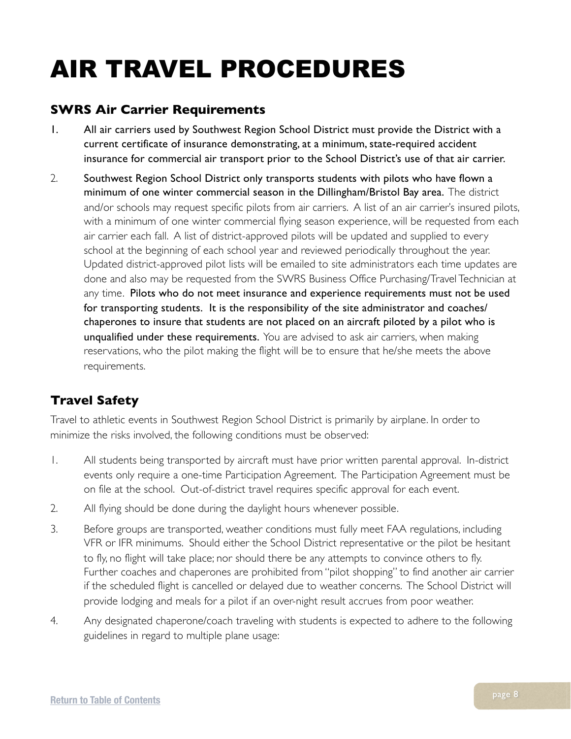# AIR TRAVEL PROCEDURES

## SWRS Air Carrier Requirements

1. All air carriers used by Southwest Region School District must provide the District with a current certificate of insurance demonstrating, at a minimum, state-required accident insurance for commercial air transport prior to the School District's use of that air carrier.
2. Southwest Region School District only transports students with pilots who have flown a minimum of one winter commercial season in the Dillingham/Bristol Bay area. The district and/or schools may request specific pilots from air carriers. A list of an air carrier's insured pilots, with a minimum of one winter commercial flying season experience, will be requested from each air carrier each fall. A list of district-approved pilots will be updated and supplied to every school at the beginning of each school year and reviewed periodically throughout the year. Updated district-approved pilot lists will be emailed to site administrators each time updates are done and also may be requested from the SWRS Business Office Purchasing/Travel Technician at any time. Pilots who do not meet insurance and experience requirements must not be used for transporting students. It is the responsibility of the site administrator and coaches/ chaperones to insure that students are not placed on an aircraft piloted by a pilot who is unqualified under these requirements. You are advised to ask air carriers, when making reservations, who the pilot making the flight will be to ensure that he/she meets the above requirements.

## Travel Safety

Travel to athletic events in Southwest Region School District is primarily by airplane. In order to minimize the risks involved, the following conditions must be observed:

1. All students being transported by aircraft must have prior written parental approval. In-district events only require a one-time Participation Agreement. The Participation Agreement must be on file at the school. Out-of-district travel requires specific approval for each event.
2. All flying should be done during the daylight hours whenever possible.
3. Before groups are transported, weather conditions must fully meet FAA regulations, including VFR or IFR minimums. Should either the School District representative or the pilot be hesitant to fly, no flight will take place; nor should there be any attempts to convince others to fly. Further coaches and chaperones are prohibited from "pilot shopping" to find another air carrier if the scheduled flight is cancelled or delayed due to weather concerns. The School District will provide lodging and meals for a pilot if an over-night result accrues from poor weather.
4. Any designated chaperone/coach traveling with students is expected to adhere to the following guidelines in regard to multiple plane usage: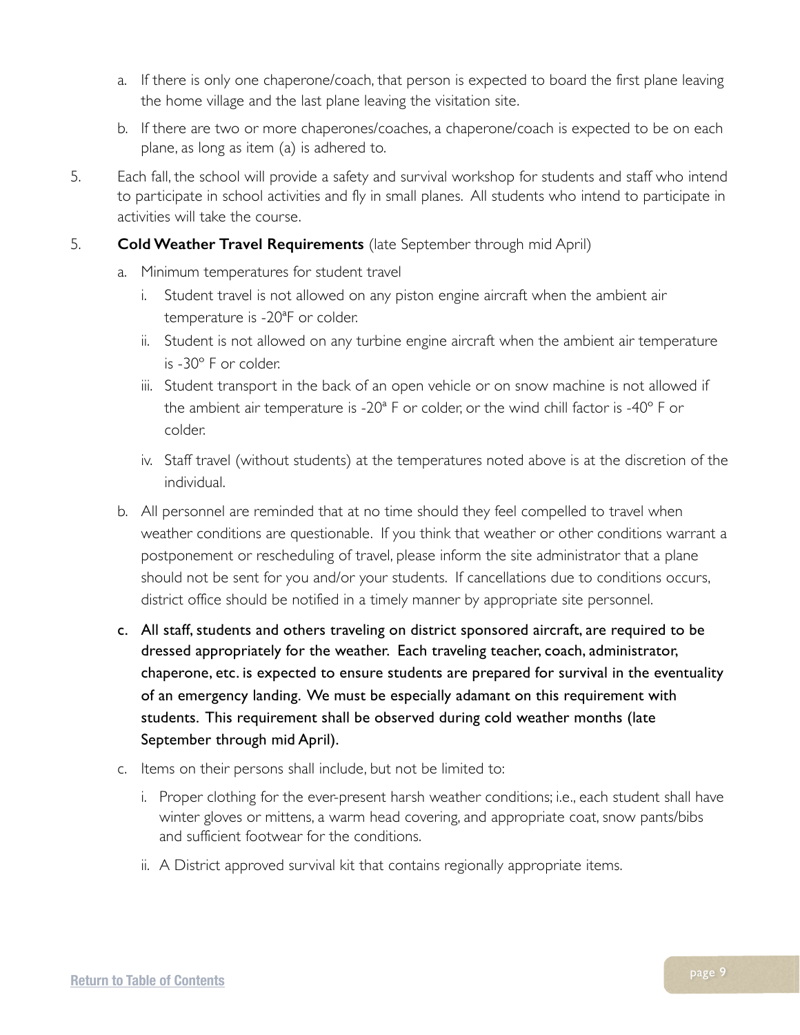a. If there is only one chaperone/coach, that person is expected to board the first plane leaving the home village and the last plane leaving the visitation site.

b. If there are two or more chaperones/coaches, a chaperone/coach is expected to be on each plane, as long as item (a) is adhered to.

5. Each fall, the school will provide a safety and survival workshop for students and staff who intend to participate in school activities and fly in small planes. All students who intend to participate in activities will take the course.

5. **Cold Weather Travel Requirements** (late September through mid April)

   a. Minimum temperatures for student travel

      i. Student travel is not allowed on any piston engine aircraft when the ambient air temperature is -20ªF or colder.

      ii. Student is not allowed on any turbine engine aircraft when the ambient air temperature is -30º F or colder.

      iii. Student transport in the back of an open vehicle or on snow machine is not allowed if the ambient air temperature is -20ª F or colder, or the wind chill factor is -40º F or colder.

      iv. Staff travel (without students) at the temperatures noted above is at the discretion of the individual.

   b. All personnel are reminded that at no time should they feel compelled to travel when weather conditions are questionable. If you think that weather or other conditions warrant a postponement or rescheduling of travel, please inform the site administrator that a plane should not be sent for you and/or your students. If cancellations due to conditions occurs, district office should be notified in a timely manner by appropriate site personnel.

   **c. All staff, students and others traveling on district sponsored aircraft, are required to be dressed appropriately for the weather. Each traveling teacher, coach, administrator, chaperone, etc. is expected to ensure students are prepared for survival in the eventuality of an emergency landing. We must be especially adamant on this requirement with students. This requirement shall be observed during cold weather months (late September through mid April).**

   c. Items on their persons shall include, but not be limited to:

      i. Proper clothing for the ever-present harsh weather conditions; i.e., each student shall have winter gloves or mittens, a warm head covering, and appropriate coat, snow pants/bibs and sufficient footwear for the conditions.

      ii. A District approved survival kit that contains regionally appropriate items.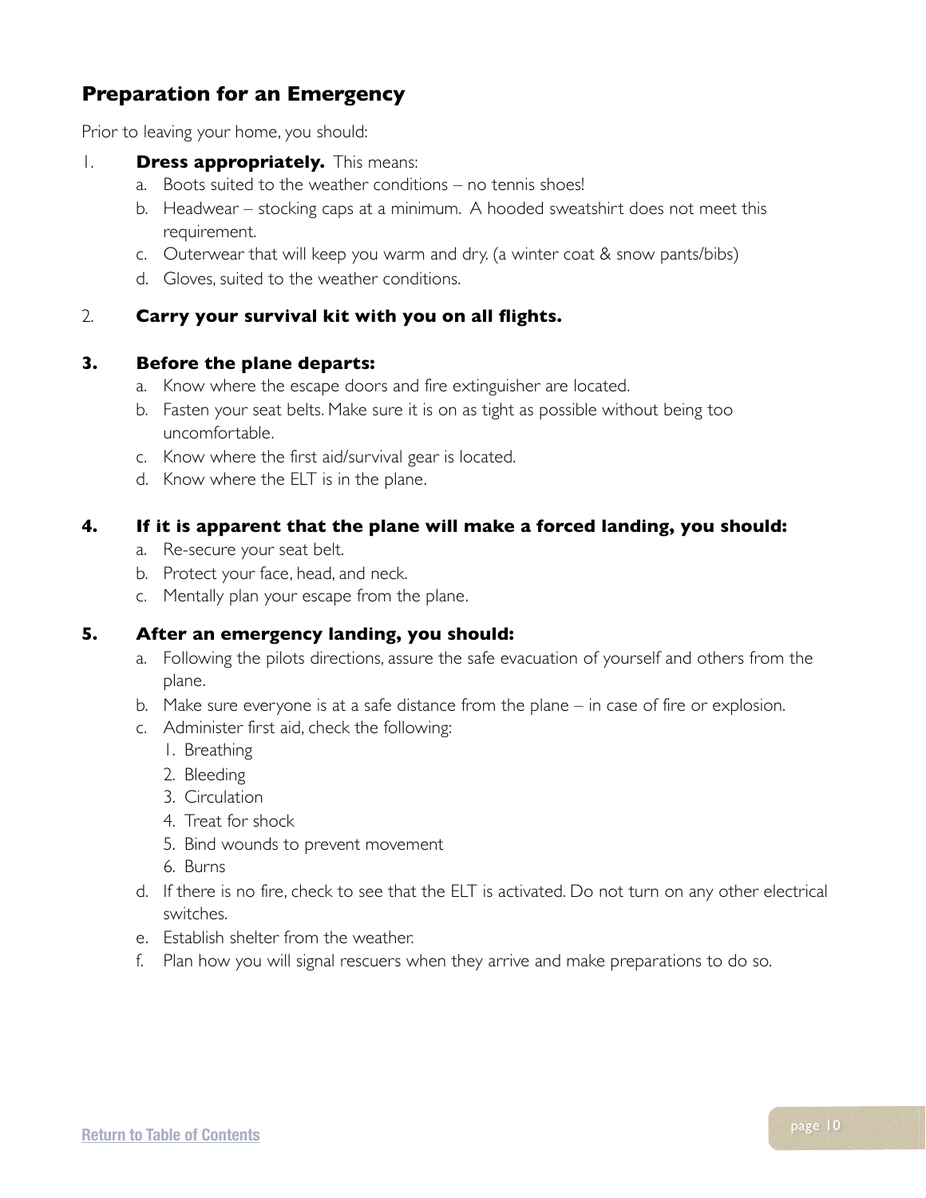## Preparation for an Emergency

Prior to leaving your home, you should:

1. **Dress appropriately.** This means:
   a. Boots suited to the weather conditions – no tennis shoes!
   b. Headwear – stocking caps at a minimum. A hooded sweatshirt does not meet this requirement.
   c. Outerwear that will keep you warm and dry. (a winter coat & snow pants/bibs)
   d. Gloves, suited to the weather conditions.

2. **Carry your survival kit with you on all flights.**

3. **Before the plane departs:**
   a. Know where the escape doors and fire extinguisher are located.
   b. Fasten your seat belts. Make sure it is on as tight as possible without being too uncomfortable.
   c. Know where the first aid/survival gear is located.
   d. Know where the ELT is in the plane.

4. **If it is apparent that the plane will make a forced landing, you should:**
   a. Re-secure your seat belt.
   b. Protect your face, head, and neck.
   c. Mentally plan your escape from the plane.

5. **After an emergency landing, you should:**
   a. Following the pilots directions, assure the safe evacuation of yourself and others from the plane.
   b. Make sure everyone is at a safe distance from the plane – in case of fire or explosion.
   c. Administer first aid, check the following:
      1. Breathing
      2. Bleeding
      3. Circulation
      4. Treat for shock
      5. Bind wounds to prevent movement
      6. Burns
   d. If there is no fire, check to see that the ELT is activated. Do not turn on any other electrical switches.
   e. Establish shelter from the weather.
   f. Plan how you will signal rescuers when they arrive and make preparations to do so.

Return to Table of Contents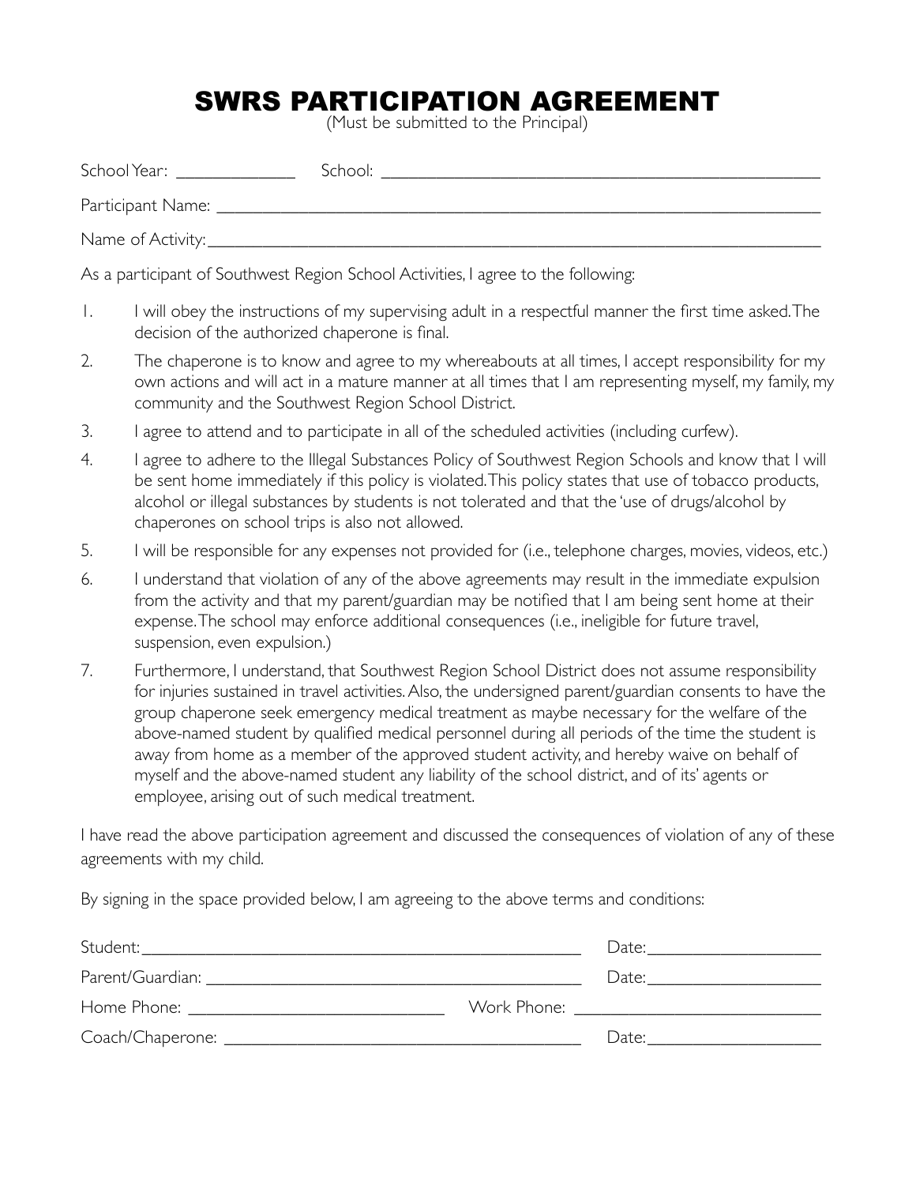# SWRS PARTICIPATION AGREEMENT

(Must be submitted to the Principal)

School Year: _____________ School: _______________________________________________

Participant Name: _________________________________________________________________

Name of Activity: _________________________________________________________________

As a participant of Southwest Region School Activities, I agree to the following:

1. I will obey the instructions of my supervising adult in a respectful manner the first time asked. The decision of the authorized chaperone is final.
2. The chaperone is to know and agree to my whereabouts at all times, I accept responsibility for my own actions and will act in a mature manner at all times that I am representing myself, my family, my community and the Southwest Region School District.
3. I agree to attend and to participate in all of the scheduled activities (including curfew).
4. I agree to adhere to the Illegal Substances Policy of Southwest Region Schools and know that I will be sent home immediately if this policy is violated. This policy states that use of tobacco products, alcohol or illegal substances by students is not tolerated and that the 'use of drugs/alcohol by chaperones on school trips is also not allowed.
5. I will be responsible for any expenses not provided for (i.e., telephone charges, movies, videos, etc.)
6. I understand that violation of any of the above agreements may result in the immediate expulsion from the activity and that my parent/guardian may be notified that I am being sent home at their expense. The school may enforce additional consequences (i.e., ineligible for future travel, suspension, even expulsion.)
7. Furthermore, I understand, that Southwest Region School District does not assume responsibility for injuries sustained in travel activities. Also, the undersigned parent/guardian consents to have the group chaperone seek emergency medical treatment as maybe necessary for the welfare of the above-named student by qualified medical personnel during all periods of the time the student is away from home as a member of the approved student activity, and hereby waive on behalf of myself and the above-named student any liability of the school district, and of its' agents or employee, arising out of such medical treatment.

I have read the above participation agreement and discussed the consequences of violation of any of these agreements with my child.

By signing in the space provided below, I am agreeing to the above terms and conditions:

Student: ____________________________________________ Date: ___________________

Parent/Guardian: _____________________________________ Date: ___________________

Home Phone: ___________________________ Work Phone: ___________________________

Coach/Chaperone: ____________________________________ Date: ___________________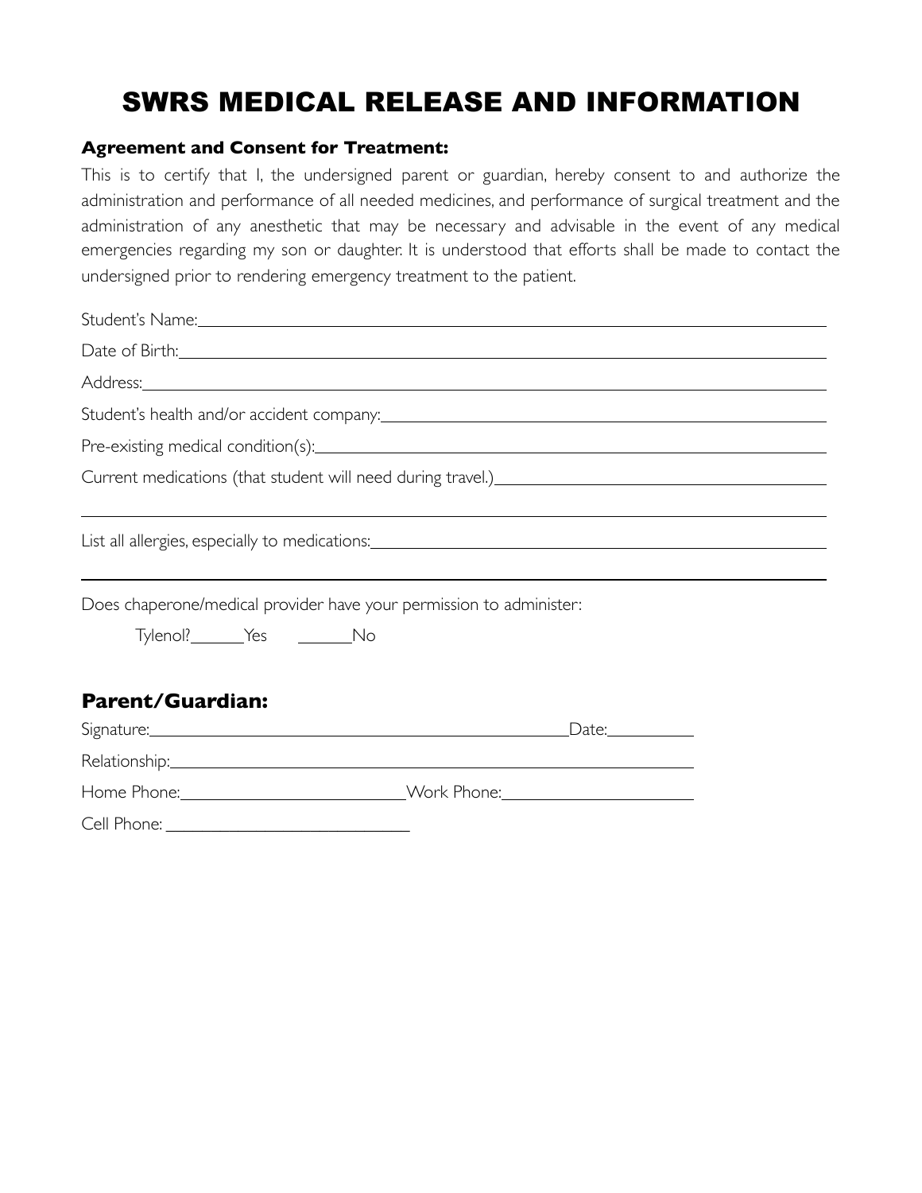# SWRS MEDICAL RELEASE AND INFORMATION

**Agreement and Consent for Treatment:**

This is to certify that I, the undersigned parent or guardian, hereby consent to and authorize the administration and performance of all needed medicines, and performance of surgical treatment and the administration of any anesthetic that may be necessary and advisable in the event of any medical emergencies regarding my son or daughter. It is understood that efforts shall be made to contact the undersigned prior to rendering emergency treatment to the patient.

Student's Name:\_\_\_\_\_\_\_\_\_\_\_\_\_\_\_\_\_\_\_\_\_\_\_\_\_\_\_\_\_\_\_\_\_\_\_\_\_\_\_\_\_\_\_\_\_\_\_\_

Date of Birth:\_\_\_\_\_\_\_\_\_\_\_\_\_\_\_\_\_\_\_\_\_\_\_\_\_\_\_\_\_\_\_\_\_\_\_\_\_\_\_\_\_\_\_\_\_\_\_\_

Address:\_\_\_\_\_\_\_\_\_\_\_\_\_\_\_\_\_\_\_\_\_\_\_\_\_\_\_\_\_\_\_\_\_\_\_\_\_\_\_\_\_\_\_\_\_\_\_\_

Student's health and/or accident company:\_\_\_\_\_\_\_\_\_\_\_\_\_\_\_\_\_\_\_\_\_\_\_\_\_\_\_\_

Pre-existing medical condition(s):\_\_\_\_\_\_\_\_\_\_\_\_\_\_\_\_\_\_\_\_\_\_\_\_\_\_\_\_\_\_\_\_

Current medications (that student will need during travel.)\_\_\_\_\_\_\_\_\_\_\_\_\_\_\_\_\_\_\_\_\_\_\_\_

\_\_\_\_\_\_\_\_\_\_\_\_\_\_\_\_\_\_\_\_\_\_\_\_\_\_\_\_\_\_\_\_\_\_\_\_\_\_\_\_\_\_\_\_\_\_\_\_\_\_\_\_\_\_\_\_

List all allergies, especially to medications:\_\_\_\_\_\_\_\_\_\_\_\_\_\_\_\_\_\_\_\_\_\_\_\_\_\_\_\_

\_\_\_\_\_\_\_\_\_\_\_\_\_\_\_\_\_\_\_\_\_\_\_\_\_\_\_\_\_\_\_\_\_\_\_\_\_\_\_\_\_\_\_\_\_\_\_\_\_\_\_\_\_\_\_\_

Does chaperone/medical provider have your permission to administer:

Tylenol?\_\_\_\_\_\_Yes \_\_\_\_\_\_No

## Parent/Guardian:

Signature:\_\_\_\_\_\_\_\_\_\_\_\_\_\_\_\_\_\_\_\_\_\_\_\_\_\_\_\_\_\_\_\_\_\_\_\_\_\_Date:\_\_\_\_\_\_\_\_\_\_

Relationship:\_\_\_\_\_\_\_\_\_\_\_\_\_\_\_\_\_\_\_\_\_\_\_\_\_\_\_\_\_\_\_\_\_\_\_\_\_\_\_\_\_\_\_\_\_\_

Home Phone:\_\_\_\_\_\_\_\_\_\_\_\_\_\_\_\_\_\_\_\_\_\_\_\_Work Phone:\_\_\_\_\_\_\_\_\_\_\_\_\_\_\_\_\_\_\_\_\_\_

Cell Phone: \_\_\_\_\_\_\_\_\_\_\_\_\_\_\_\_\_\_\_\_\_\_\_\_\_\_\_\_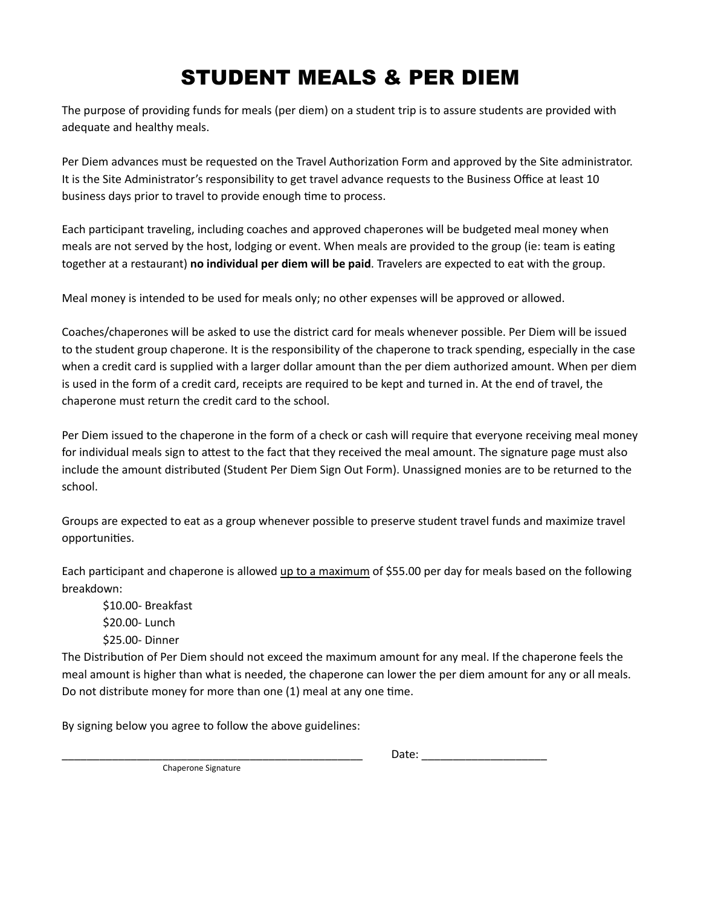# STUDENT MEALS & PER DIEM

The purpose of providing funds for meals (per diem) on a student trip is to assure students are provided with adequate and healthy meals.

Per Diem advances must be requested on the Travel Authorization Form and approved by the Site administrator. It is the Site Administrator's responsibility to get travel advance requests to the Business Office at least 10 business days prior to travel to provide enough time to process.

Each participant traveling, including coaches and approved chaperones will be budgeted meal money when meals are not served by the host, lodging or event. When meals are provided to the group (ie: team is eating together at a restaurant) **no individual per diem will be paid**. Travelers are expected to eat with the group.

Meal money is intended to be used for meals only; no other expenses will be approved or allowed.

Coaches/chaperones will be asked to use the district card for meals whenever possible. Per Diem will be issued to the student group chaperone. It is the responsibility of the chaperone to track spending, especially in the case when a credit card is supplied with a larger dollar amount than the per diem authorized amount. When per diem is used in the form of a credit card, receipts are required to be kept and turned in. At the end of travel, the chaperone must return the credit card to the school.

Per Diem issued to the chaperone in the form of a check or cash will require that everyone receiving meal money for individual meals sign to attest to the fact that they received the meal amount. The signature page must also include the amount distributed (Student Per Diem Sign Out Form). Unassigned monies are to be returned to the school.

Groups are expected to eat as a group whenever possible to preserve student travel funds and maximize travel opportunities.

Each participant and chaperone is allowed <u>up to a maximum</u> of $55.00 per day for meals based on the following breakdown:

$10.00- Breakfast
$20.00- Lunch
$25.00- Dinner

The Distribution of Per Diem should not exceed the maximum amount for any meal. If the chaperone feels the meal amount is higher than what is needed, the chaperone can lower the per diem amount for any or all meals. Do not distribute money for more than one (1) meal at any one time.

By signing below you agree to follow the above guidelines:

_______________________________________________ Date: ____________________

Chaperone Signature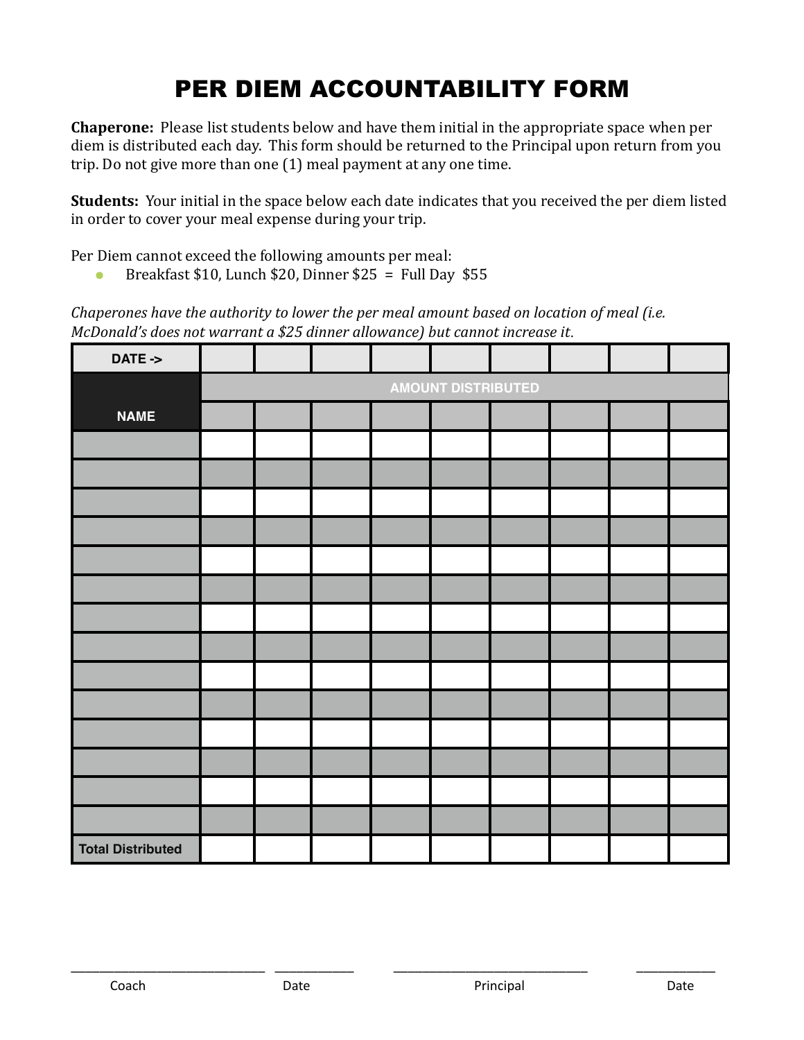# PER DIEM ACCOUNTABILITY FORM

**Chaperone:** Please list students below and have them initial in the appropriate space when per diem is distributed each day. This form should be returned to the Principal upon return from you trip. Do not give more than one (1) meal payment at any one time.

**Students:** Your initial in the space below each date indicates that you received the per diem listed in order to cover your meal expense during your trip.

Per Diem cannot exceed the following amounts per meal:

- Breakfast $10, Lunch $20, Dinner $25 = Full Day $55

*Chaperones have the authority to lower the per meal amount based on location of meal (i.e. McDonald's does not warrant a $25 dinner allowance) but cannot increase it.*

| DATE -> | | | | | | | | | |
|---|---|---|---|---|---|---|---|---|---|
| NAME | AMOUNT DISTRIBUTED | | | | | | | | |
| | | | | | | | | | |
| | | | | | | | | | |
| | | | | | | | | | |
| | | | | | | | | | |
| | | | | | | | | | |
| | | | | | | | | | |
| | | | | | | | | | |
| | | | | | | | | | |
| | | | | | | | | | |
| | | | | | | | | | |
| | | | | | | | | | |
| | | | | | | | | | |
| | | | | | | | | | |
| | | | | | | | | | |
| | | | | | | | | | |
| Total Distributed | | | | | | | | | |

_____________________________ ___________ _____________________________ ___________

Coach Date Principal Date